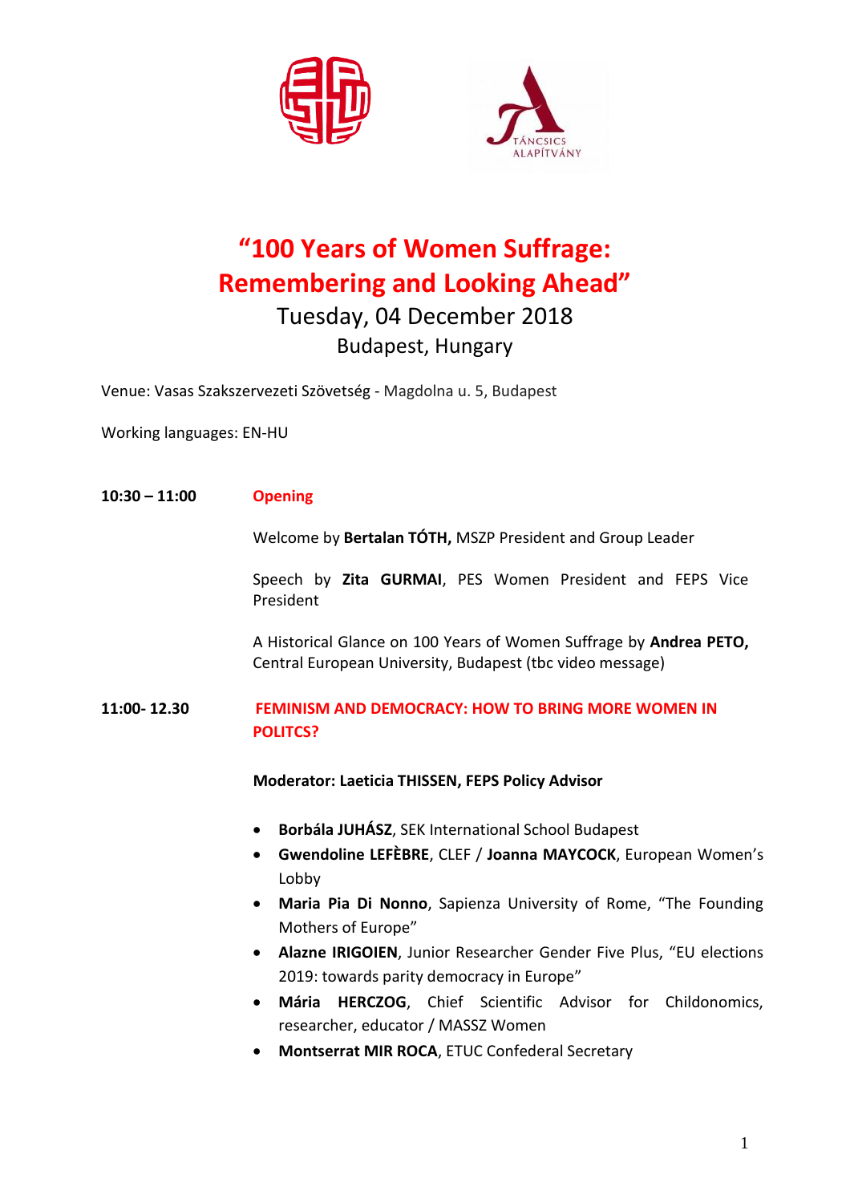# "100 Years of Women Suffrage: Remembering and Looking Ahead"

## Tuesday, 04 December 2018

### Budapest, Hungary

Venue: Vasas Szakszervezeti Szövetség - Magdolna u. 5, Budapest

Working languages: EN-HU

**10:30 – 11:00** **Opening**

Welcome by **Bertalan TÓTH,** MSZP President and Group Leader

Speech by **Zita GURMAI**, PES Women President and FEPS Vice President

A Historical Glance on 100 Years of Women Suffrage by **Andrea PETO,** Central European University, Budapest (tbc video message)

**11:00- 12.30** **FEMINISM AND DEMOCRACY: HOW TO BRING MORE WOMEN IN POLITCS?**

**Moderator: Laeticia THISSEN, FEPS Policy Advisor**

- **Borbála JUHÁSZ**, SEK International School Budapest
- **Gwendoline LEFÈBRE**, CLEF / **Joanna MAYCOCK**, European Women's Lobby
- **Maria Pia Di Nonno**, Sapienza University of Rome, "The Founding Mothers of Europe"
- **Alazne IRIGOIEN**, Junior Researcher Gender Five Plus, "EU elections 2019: towards parity democracy in Europe"
- **Mária HERCZOG**, Chief Scientific Advisor for Childonomics, researcher, educator / MASSZ Women
- **Montserrat MIR ROCA**, ETUC Confederal Secretary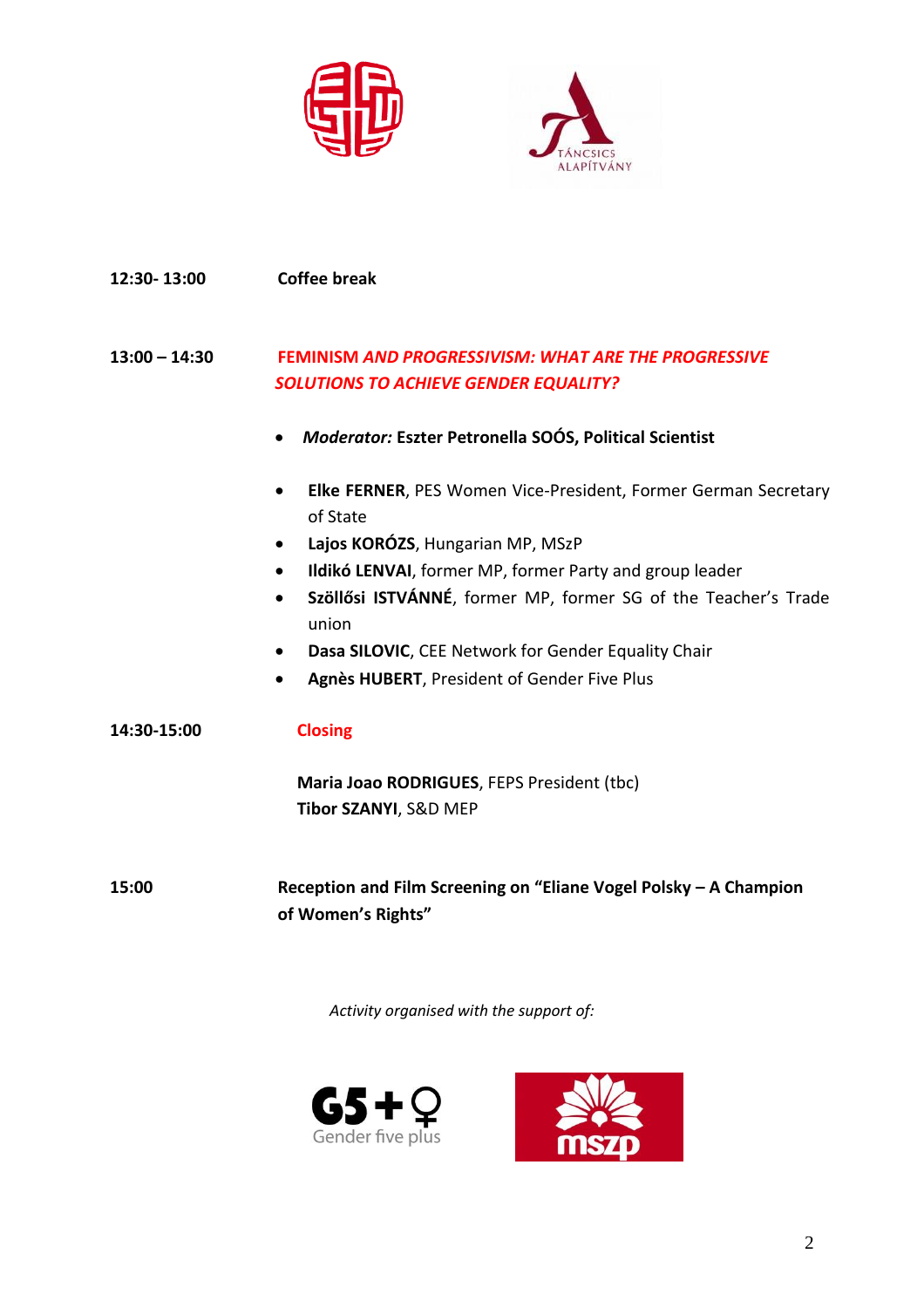**12:30- 13:00** **Coffee break**

**13:00 – 14:30** **FEMINISM *AND PROGRESSIVISM: WHAT ARE THE PROGRESSIVE SOLUTIONS TO ACHIEVE GENDER EQUALITY?***

- ***Moderator:*** **Eszter Petronella SOÓS, Political Scientist**

- **Elke FERNER**, PES Women Vice-President, Former German Secretary of State
- **Lajos KORÓZS**, Hungarian MP, MSzP
- **Ildikó LENVAI**, former MP, former Party and group leader
- **Szöllősi ISTVÁNNÉ**, former MP, former SG of the Teacher's Trade union
- **Dasa SILOVIC**, CEE Network for Gender Equality Chair
- **Agnès HUBERT**, President of Gender Five Plus

**14:30-15:00** **Closing**

**Maria Joao RODRIGUES**, FEPS President (tbc)
**Tibor SZANYI**, S&D MEP

**15:00** **Reception and Film Screening on "Eliane Vogel Polsky – A Champion of Women's Rights"**

*Activity organised with the support of:*

G5+♀ Gender five plus

mszp